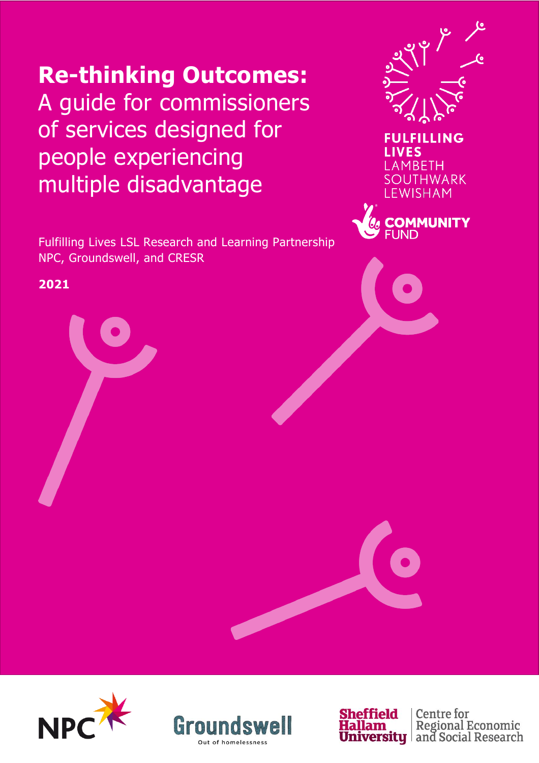# Re-thinking Outcomes: A guide for commissioners of services designed for people experiencing multiple disadvantage

Fulfilling Lives LSL Research and Learning Partnership
NPC, Groundswell, and CRESR

**2021**

FULFILLING LIVES
LAMBETH
SOUTHWARK
LEWISHAM

COMMUNITY FUND

NPC

Groundswell
Out of homelessness

Sheffield Hallam University | Centre for Regional Economic and Social Research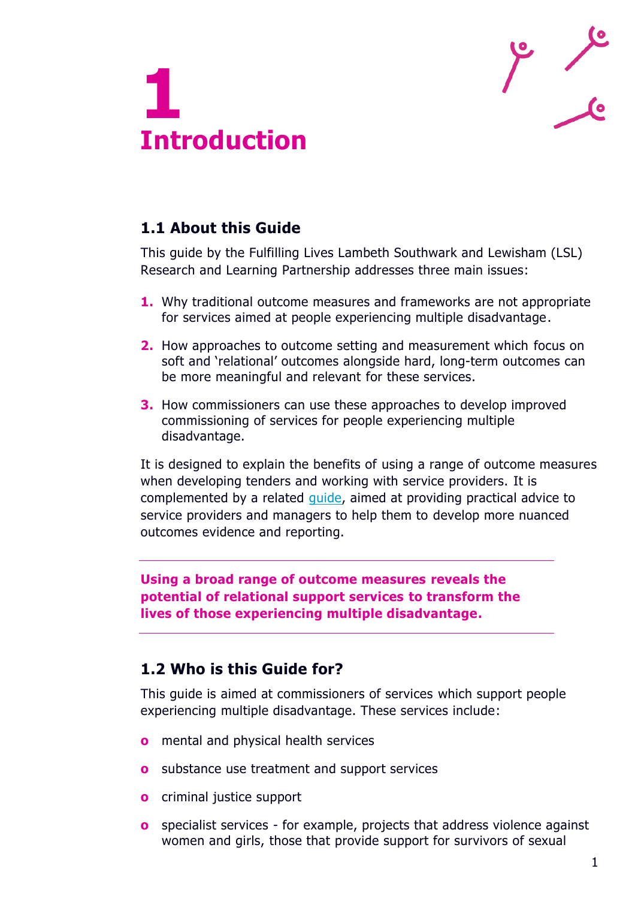# 1 Introduction

## 1.1 About this Guide

This guide by the Fulfilling Lives Lambeth Southwark and Lewisham (LSL) Research and Learning Partnership addresses three main issues:

1. Why traditional outcome measures and frameworks are not appropriate for services aimed at people experiencing multiple disadvantage.
2. How approaches to outcome setting and measurement which focus on soft and 'relational' outcomes alongside hard, long-term outcomes can be more meaningful and relevant for these services.
3. How commissioners can use these approaches to develop improved commissioning of services for people experiencing multiple disadvantage.

It is designed to explain the benefits of using a range of outcome measures when developing tenders and working with service providers. It is complemented by a related guide, aimed at providing practical advice to service providers and managers to help them to develop more nuanced outcomes evidence and reporting.

---

**Using a broad range of outcome measures reveals the potential of relational support services to transform the lives of those experiencing multiple disadvantage.**

---

## 1.2 Who is this Guide for?

This guide is aimed at commissioners of services which support people experiencing multiple disadvantage. These services include:

- mental and physical health services
- substance use treatment and support services
- criminal justice support
- specialist services - for example, projects that address violence against women and girls, those that provide support for survivors of sexual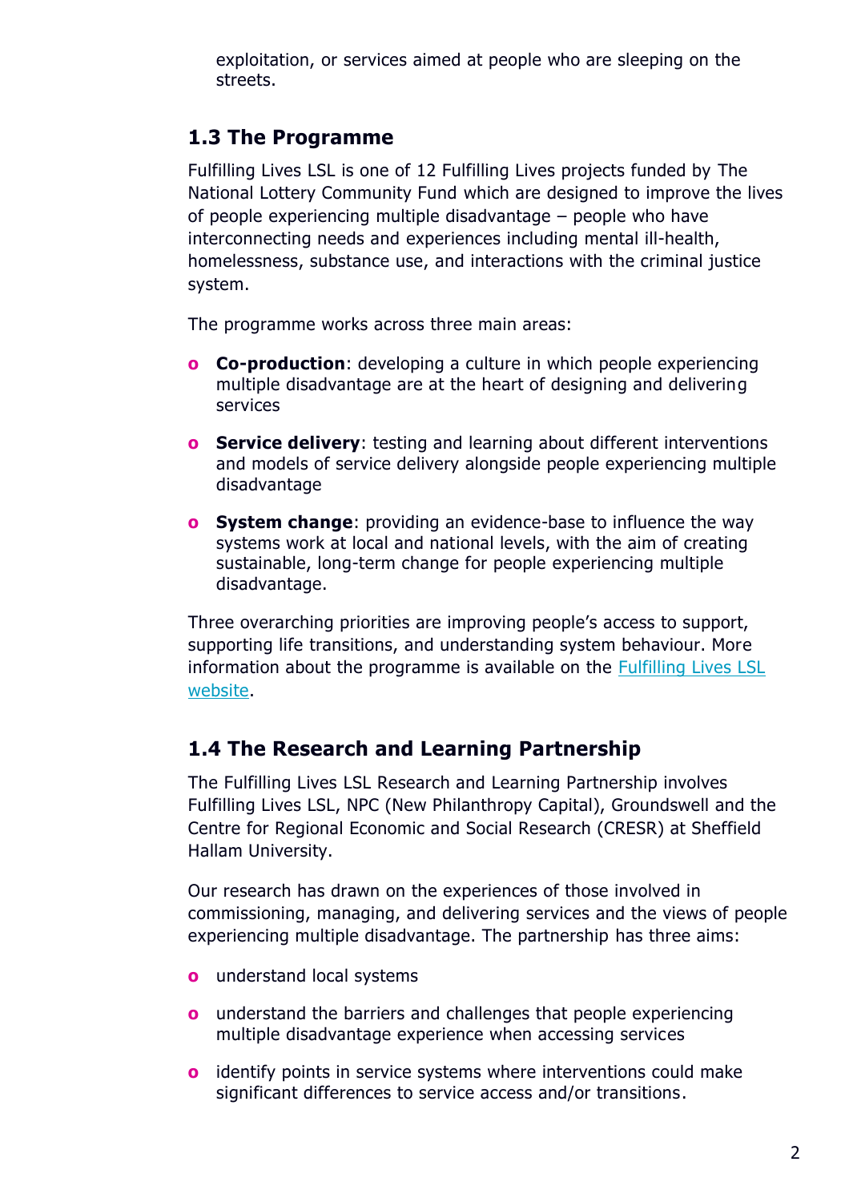exploitation, or services aimed at people who are sleeping on the streets.

## 1.3 The Programme

Fulfilling Lives LSL is one of 12 Fulfilling Lives projects funded by The National Lottery Community Fund which are designed to improve the lives of people experiencing multiple disadvantage – people who have interconnecting needs and experiences including mental ill-health, homelessness, substance use, and interactions with the criminal justice system.

The programme works across three main areas:

- **Co-production**: developing a culture in which people experiencing multiple disadvantage are at the heart of designing and delivering services
- **Service delivery**: testing and learning about different interventions and models of service delivery alongside people experiencing multiple disadvantage
- **System change**: providing an evidence-base to influence the way systems work at local and national levels, with the aim of creating sustainable, long-term change for people experiencing multiple disadvantage.

Three overarching priorities are improving people's access to support, supporting life transitions, and understanding system behaviour. More information about the programme is available on the Fulfilling Lives LSL website.

## 1.4 The Research and Learning Partnership

The Fulfilling Lives LSL Research and Learning Partnership involves Fulfilling Lives LSL, NPC (New Philanthropy Capital), Groundswell and the Centre for Regional Economic and Social Research (CRESR) at Sheffield Hallam University.

Our research has drawn on the experiences of those involved in commissioning, managing, and delivering services and the views of people experiencing multiple disadvantage. The partnership has three aims:

- understand local systems
- understand the barriers and challenges that people experiencing multiple disadvantage experience when accessing services
- identify points in service systems where interventions could make significant differences to service access and/or transitions.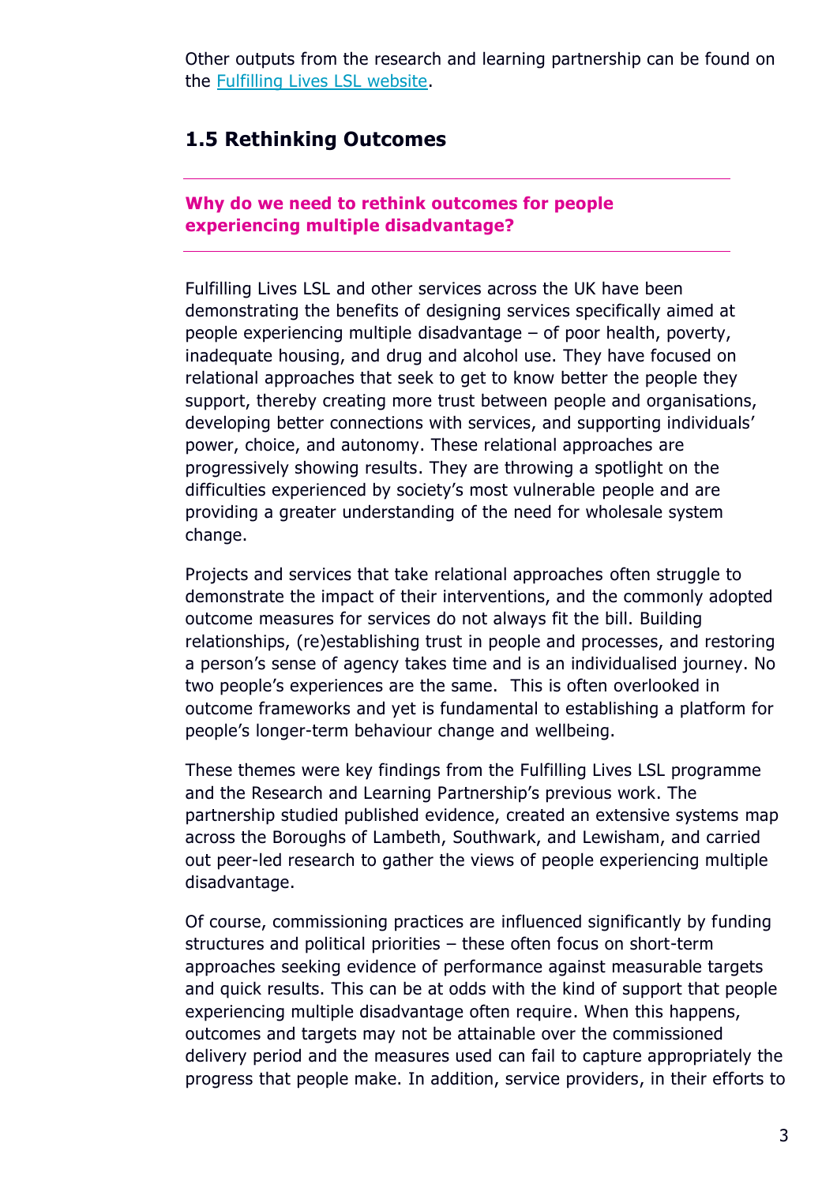Other outputs from the research and learning partnership can be found on the [Fulfilling Lives LSL website](#).

## 1.5 Rethinking Outcomes

**Why do we need to rethink outcomes for people experiencing multiple disadvantage?**

Fulfilling Lives LSL and other services across the UK have been demonstrating the benefits of designing services specifically aimed at people experiencing multiple disadvantage – of poor health, poverty, inadequate housing, and drug and alcohol use. They have focused on relational approaches that seek to get to know better the people they support, thereby creating more trust between people and organisations, developing better connections with services, and supporting individuals' power, choice, and autonomy. These relational approaches are progressively showing results. They are throwing a spotlight on the difficulties experienced by society's most vulnerable people and are providing a greater understanding of the need for wholesale system change.

Projects and services that take relational approaches often struggle to demonstrate the impact of their interventions, and the commonly adopted outcome measures for services do not always fit the bill. Building relationships, (re)establishing trust in people and processes, and restoring a person's sense of agency takes time and is an individualised journey. No two people's experiences are the same. This is often overlooked in outcome frameworks and yet is fundamental to establishing a platform for people's longer-term behaviour change and wellbeing.

These themes were key findings from the Fulfilling Lives LSL programme and the Research and Learning Partnership's previous work. The partnership studied published evidence, created an extensive systems map across the Boroughs of Lambeth, Southwark, and Lewisham, and carried out peer-led research to gather the views of people experiencing multiple disadvantage.

Of course, commissioning practices are influenced significantly by funding structures and political priorities – these often focus on short-term approaches seeking evidence of performance against measurable targets and quick results. This can be at odds with the kind of support that people experiencing multiple disadvantage often require. When this happens, outcomes and targets may not be attainable over the commissioned delivery period and the measures used can fail to capture appropriately the progress that people make. In addition, service providers, in their efforts to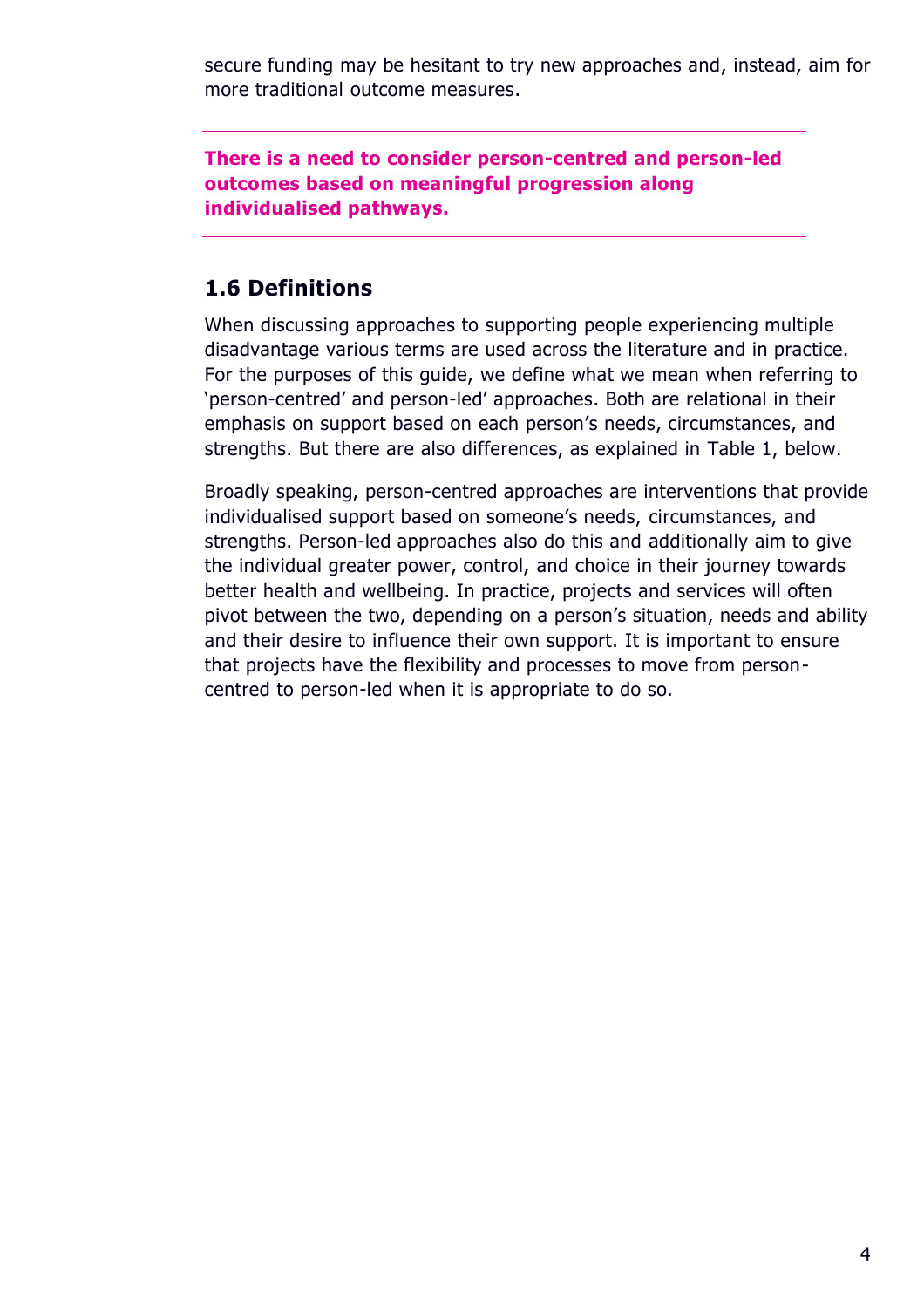secure funding may be hesitant to try new approaches and, instead, aim for more traditional outcome measures.

---

**There is a need to consider person-centred and person-led outcomes based on meaningful progression along individualised pathways.**

---

## 1.6 Definitions

When discussing approaches to supporting people experiencing multiple disadvantage various terms are used across the literature and in practice. For the purposes of this guide, we define what we mean when referring to 'person-centred' and person-led' approaches. Both are relational in their emphasis on support based on each person's needs, circumstances, and strengths. But there are also differences, as explained in Table 1, below.

Broadly speaking, person-centred approaches are interventions that provide individualised support based on someone's needs, circumstances, and strengths. Person-led approaches also do this and additionally aim to give the individual greater power, control, and choice in their journey towards better health and wellbeing. In practice, projects and services will often pivot between the two, depending on a person's situation, needs and ability and their desire to influence their own support. It is important to ensure that projects have the flexibility and processes to move from person-centred to person-led when it is appropriate to do so.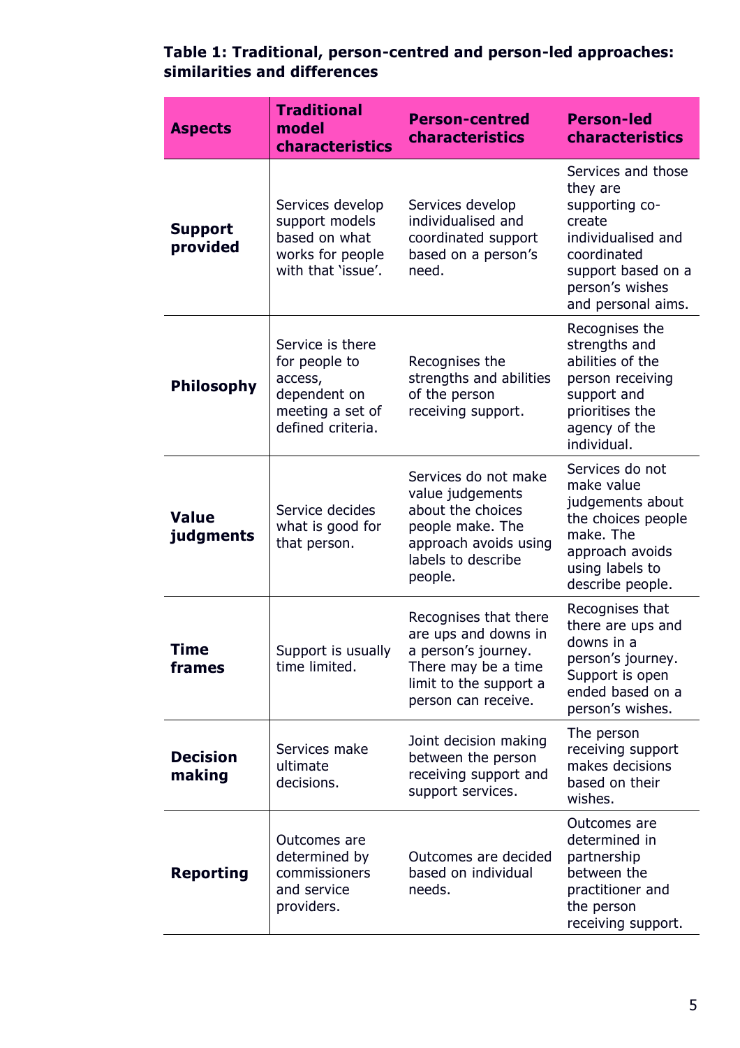**Table 1: Traditional, person-centred and person-led approaches: similarities and differences**

| Aspects | Traditional model characteristics | Person-centred characteristics | Person-led characteristics |
|---|---|---|---|
| **Support provided** | Services develop support models based on what works for people with that 'issue'. | Services develop individualised and coordinated support based on a person's need. | Services and those they are supporting co-create individualised and coordinated support based on a person's wishes and personal aims. |
| **Philosophy** | Service is there for people to access, dependent on meeting a set of defined criteria. | Recognises the strengths and abilities of the person receiving support. | Recognises the strengths and abilities of the person receiving support and prioritises the agency of the individual. |
| **Value judgments** | Service decides what is good for that person. | Services do not make value judgements about the choices people make. The approach avoids using labels to describe people. | Services do not make value judgements about the choices people make. The approach avoids using labels to describe people. |
| **Time frames** | Support is usually time limited. | Recognises that there are ups and downs in a person's journey. There may be a time limit to the support a person can receive. | Recognises that there are ups and downs in a person's journey. Support is open ended based on a person's wishes. |
| **Decision making** | Services make ultimate decisions. | Joint decision making between the person receiving support and support services. | The person receiving support makes decisions based on their wishes. |
| **Reporting** | Outcomes are determined by commissioners and service providers. | Outcomes are decided based on individual needs. | Outcomes are determined in partnership between the practitioner and the person receiving support. |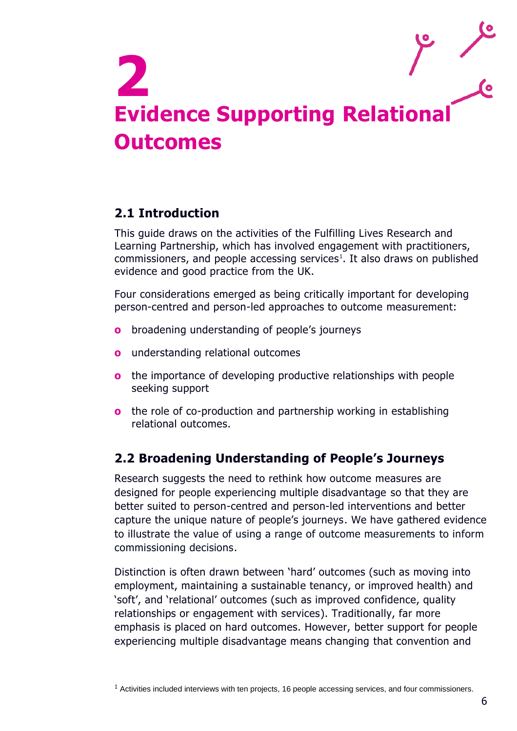# 2
# Evidence Supporting Relational Outcomes

## 2.1 Introduction

This guide draws on the activities of the Fulfilling Lives Research and Learning Partnership, which has involved engagement with practitioners, commissioners, and people accessing services[1]. It also draws on published evidence and good practice from the UK.

Four considerations emerged as being critically important for developing person-centred and person-led approaches to outcome measurement:

- broadening understanding of people's journeys
- understanding relational outcomes
- the importance of developing productive relationships with people seeking support
- the role of co-production and partnership working in establishing relational outcomes.

## 2.2 Broadening Understanding of People's Journeys

Research suggests the need to rethink how outcome measures are designed for people experiencing multiple disadvantage so that they are better suited to person-centred and person-led interventions and better capture the unique nature of people's journeys. We have gathered evidence to illustrate the value of using a range of outcome measurements to inform commissioning decisions.

Distinction is often drawn between 'hard' outcomes (such as moving into employment, maintaining a sustainable tenancy, or improved health) and 'soft', and 'relational' outcomes (such as improved confidence, quality relationships or engagement with services). Traditionally, far more emphasis is placed on hard outcomes. However, better support for people experiencing multiple disadvantage means changing that convention and

[1] Activities included interviews with ten projects, 16 people accessing services, and four commissioners.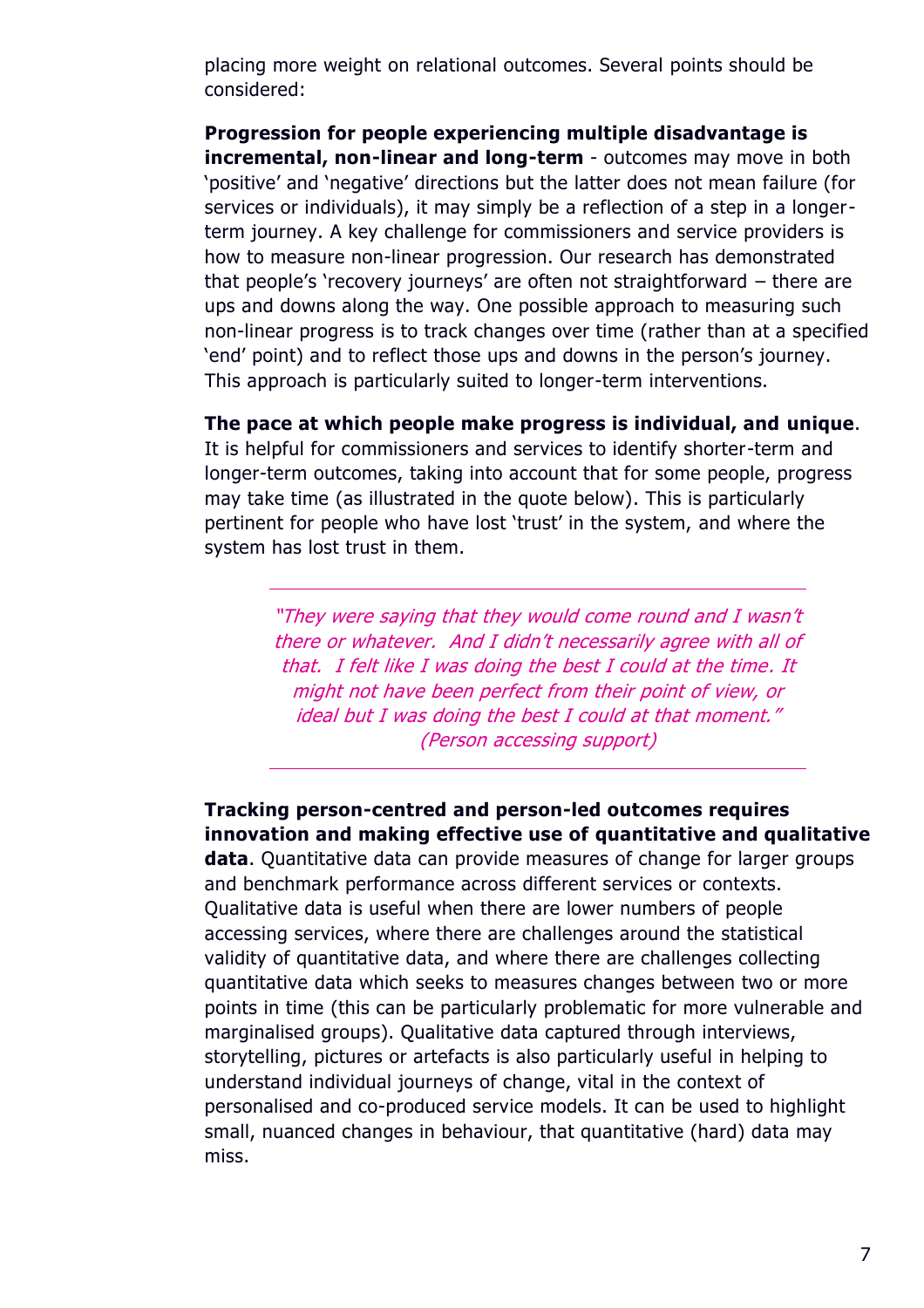placing more weight on relational outcomes. Several points should be considered:

**Progression for people experiencing multiple disadvantage is incremental, non-linear and long-term** - outcomes may move in both 'positive' and 'negative' directions but the latter does not mean failure (for services or individuals), it may simply be a reflection of a step in a longer-term journey. A key challenge for commissioners and service providers is how to measure non-linear progression. Our research has demonstrated that people's 'recovery journeys' are often not straightforward – there are ups and downs along the way. One possible approach to measuring such non-linear progress is to track changes over time (rather than at a specified 'end' point) and to reflect those ups and downs in the person's journey. This approach is particularly suited to longer-term interventions.

**The pace at which people make progress is individual, and unique**. It is helpful for commissioners and services to identify shorter-term and longer-term outcomes, taking into account that for some people, progress may take time (as illustrated in the quote below). This is particularly pertinent for people who have lost 'trust' in the system, and where the system has lost trust in them.

---

> *"They were saying that they would come round and I wasn't there or whatever. And I didn't necessarily agree with all of that. I felt like I was doing the best I could at the time. It might not have been perfect from their point of view, or ideal but I was doing the best I could at that moment." (Person accessing support)*

---

**Tracking person-centred and person-led outcomes requires innovation and making effective use of quantitative and qualitative data**. Quantitative data can provide measures of change for larger groups and benchmark performance across different services or contexts. Qualitative data is useful when there are lower numbers of people accessing services, where there are challenges around the statistical validity of quantitative data, and where there are challenges collecting quantitative data which seeks to measures changes between two or more points in time (this can be particularly problematic for more vulnerable and marginalised groups). Qualitative data captured through interviews, storytelling, pictures or artefacts is also particularly useful in helping to understand individual journeys of change, vital in the context of personalised and co-produced service models. It can be used to highlight small, nuanced changes in behaviour, that quantitative (hard) data may miss.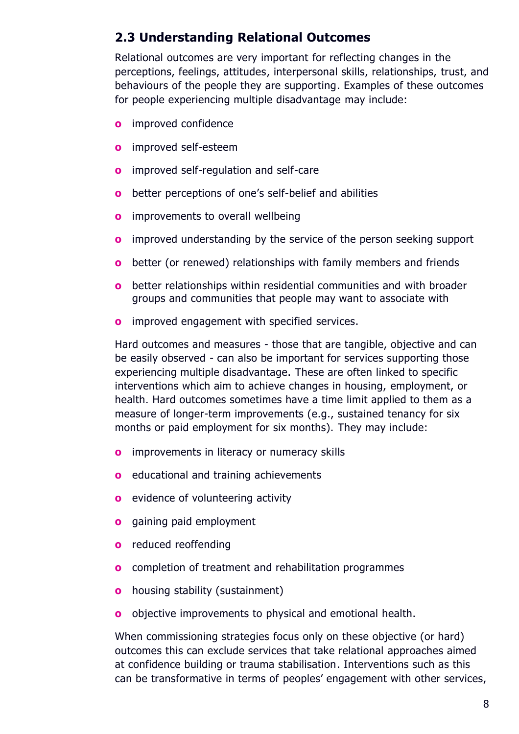## 2.3 Understanding Relational Outcomes

Relational outcomes are very important for reflecting changes in the perceptions, feelings, attitudes, interpersonal skills, relationships, trust, and behaviours of the people they are supporting. Examples of these outcomes for people experiencing multiple disadvantage may include:

- improved confidence
- improved self-esteem
- improved self-regulation and self-care
- better perceptions of one's self-belief and abilities
- improvements to overall wellbeing
- improved understanding by the service of the person seeking support
- better (or renewed) relationships with family members and friends
- better relationships within residential communities and with broader groups and communities that people may want to associate with
- improved engagement with specified services.

Hard outcomes and measures - those that are tangible, objective and can be easily observed - can also be important for services supporting those experiencing multiple disadvantage. These are often linked to specific interventions which aim to achieve changes in housing, employment, or health. Hard outcomes sometimes have a time limit applied to them as a measure of longer-term improvements (e.g., sustained tenancy for six months or paid employment for six months). They may include:

- improvements in literacy or numeracy skills
- educational and training achievements
- evidence of volunteering activity
- gaining paid employment
- reduced reoffending
- completion of treatment and rehabilitation programmes
- housing stability (sustainment)
- objective improvements to physical and emotional health.

When commissioning strategies focus only on these objective (or hard) outcomes this can exclude services that take relational approaches aimed at confidence building or trauma stabilisation. Interventions such as this can be transformative in terms of peoples' engagement with other services,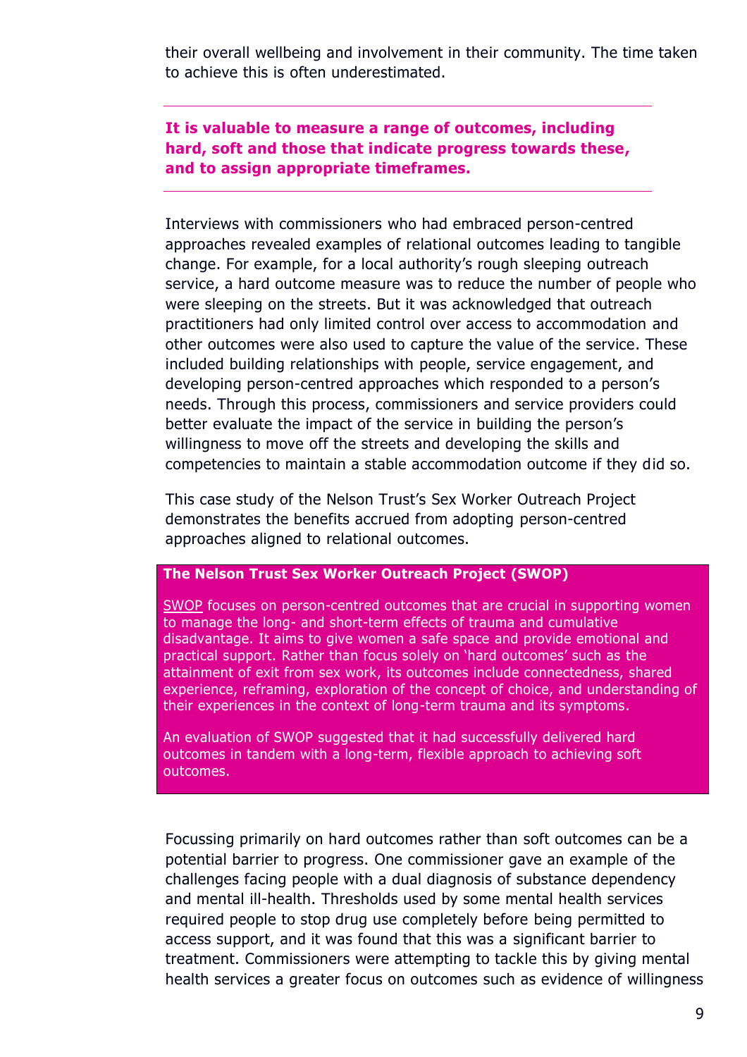their overall wellbeing and involvement in their community. The time taken to achieve this is often underestimated.

---

**It is valuable to measure a range of outcomes, including hard, soft and those that indicate progress towards these, and to assign appropriate timeframes.**

---

Interviews with commissioners who had embraced person-centred approaches revealed examples of relational outcomes leading to tangible change. For example, for a local authority's rough sleeping outreach service, a hard outcome measure was to reduce the number of people who were sleeping on the streets. But it was acknowledged that outreach practitioners had only limited control over access to accommodation and other outcomes were also used to capture the value of the service. These included building relationships with people, service engagement, and developing person-centred approaches which responded to a person's needs. Through this process, commissioners and service providers could better evaluate the impact of the service in building the person's willingness to move off the streets and developing the skills and competencies to maintain a stable accommodation outcome if they did so.

This case study of the Nelson Trust's Sex Worker Outreach Project demonstrates the benefits accrued from adopting person-centred approaches aligned to relational outcomes.

**The Nelson Trust Sex Worker Outreach Project (SWOP)**

SWOP focuses on person-centred outcomes that are crucial in supporting women to manage the long- and short-term effects of trauma and cumulative disadvantage. It aims to give women a safe space and provide emotional and practical support. Rather than focus solely on 'hard outcomes' such as the attainment of exit from sex work, its outcomes include connectedness, shared experience, reframing, exploration of the concept of choice, and understanding of their experiences in the context of long-term trauma and its symptoms.

An evaluation of SWOP suggested that it had successfully delivered hard outcomes in tandem with a long-term, flexible approach to achieving soft outcomes.

Focussing primarily on hard outcomes rather than soft outcomes can be a potential barrier to progress. One commissioner gave an example of the challenges facing people with a dual diagnosis of substance dependency and mental ill-health. Thresholds used by some mental health services required people to stop drug use completely before being permitted to access support, and it was found that this was a significant barrier to treatment. Commissioners were attempting to tackle this by giving mental health services a greater focus on outcomes such as evidence of willingness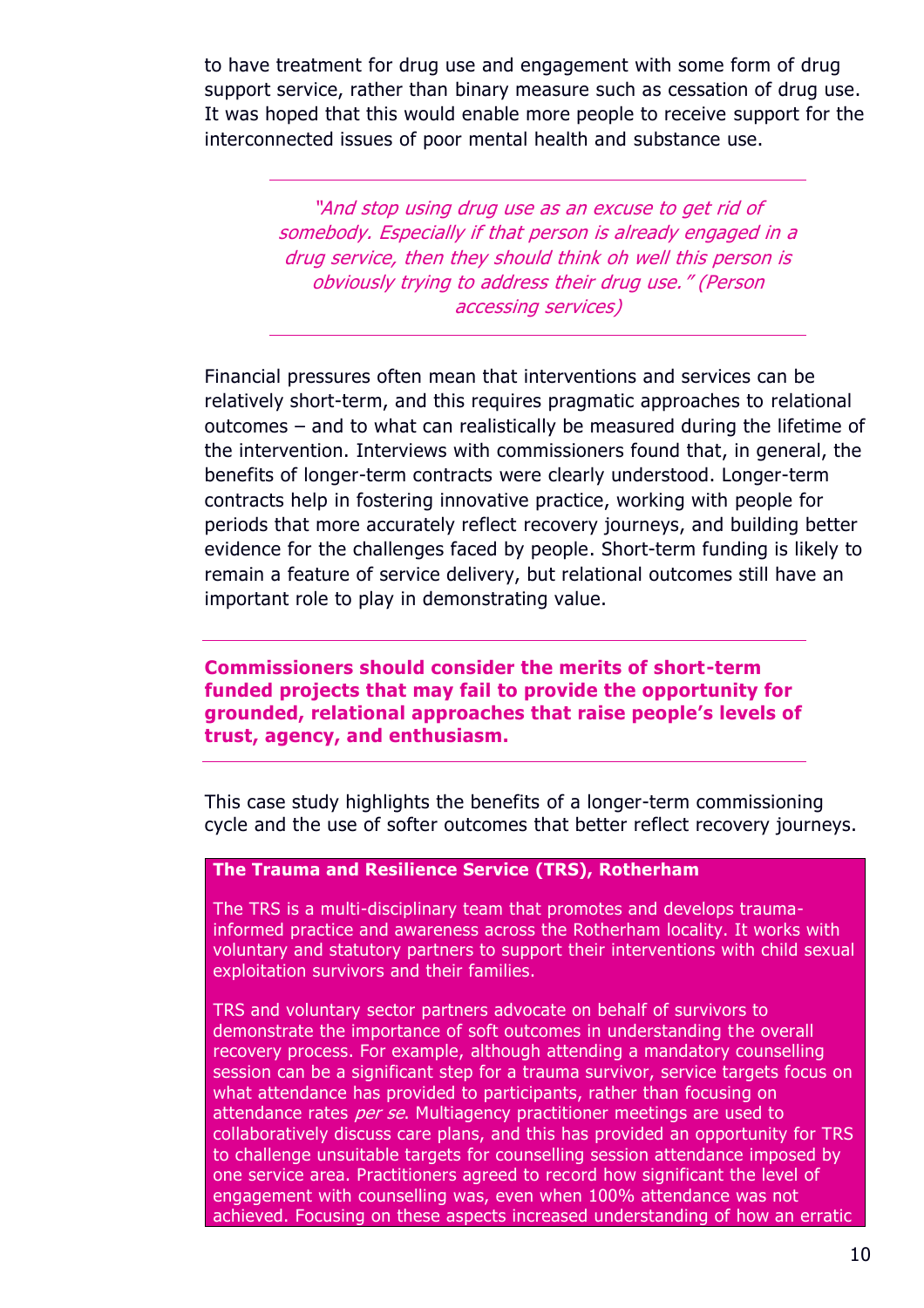to have treatment for drug use and engagement with some form of drug support service, rather than binary measure such as cessation of drug use. It was hoped that this would enable more people to receive support for the interconnected issues of poor mental health and substance use.

> *"And stop using drug use as an excuse to get rid of somebody. Especially if that person is already engaged in a drug service, then they should think oh well this person is obviously trying to address their drug use." (Person accessing services)*

Financial pressures often mean that interventions and services can be relatively short-term, and this requires pragmatic approaches to relational outcomes – and to what can realistically be measured during the lifetime of the intervention. Interviews with commissioners found that, in general, the benefits of longer-term contracts were clearly understood. Longer-term contracts help in fostering innovative practice, working with people for periods that more accurately reflect recovery journeys, and building better evidence for the challenges faced by people. Short-term funding is likely to remain a feature of service delivery, but relational outcomes still have an important role to play in demonstrating value.

**Commissioners should consider the merits of short-term funded projects that may fail to provide the opportunity for grounded, relational approaches that raise people's levels of trust, agency, and enthusiasm.**

This case study highlights the benefits of a longer-term commissioning cycle and the use of softer outcomes that better reflect recovery journeys.

**The Trauma and Resilience Service (TRS), Rotherham**

The TRS is a multi-disciplinary team that promotes and develops trauma-informed practice and awareness across the Rotherham locality. It works with voluntary and statutory partners to support their interventions with child sexual exploitation survivors and their families.

TRS and voluntary sector partners advocate on behalf of survivors to demonstrate the importance of soft outcomes in understanding the overall recovery process. For example, although attending a mandatory counselling session can be a significant step for a trauma survivor, service targets focus on what attendance has provided to participants, rather than focusing on attendance rates *per se*. Multiagency practitioner meetings are used to collaboratively discuss care plans, and this has provided an opportunity for TRS to challenge unsuitable targets for counselling session attendance imposed by one service area. Practitioners agreed to record how significant the level of engagement with counselling was, even when 100% attendance was not achieved. Focusing on these aspects increased understanding of how an erratic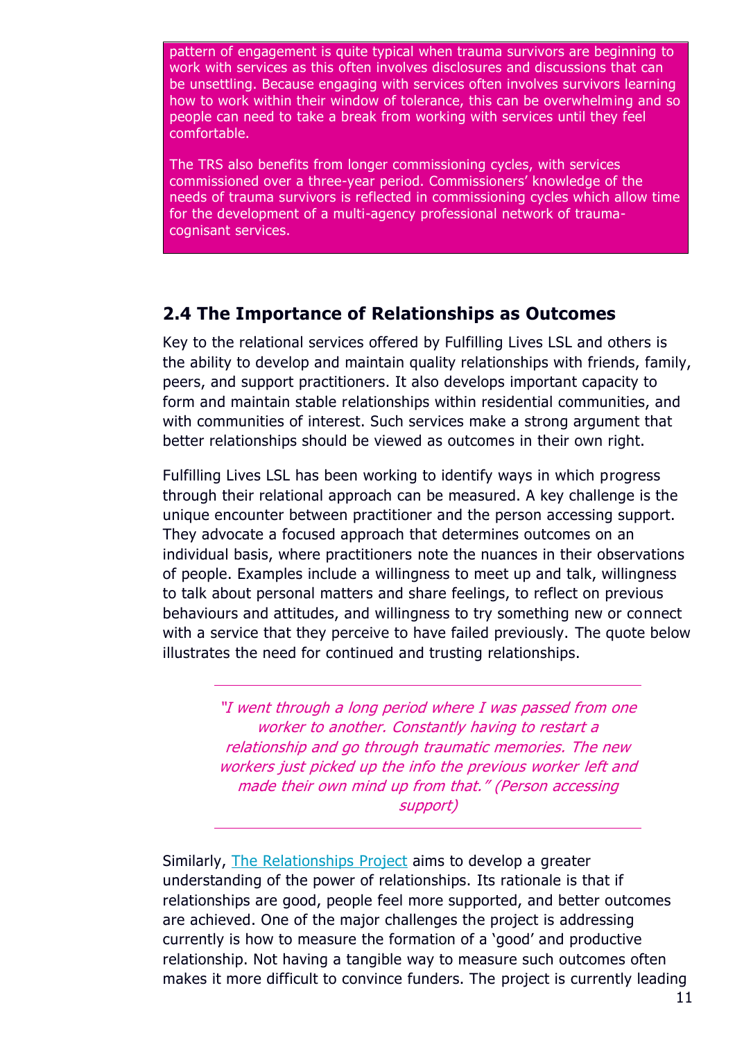pattern of engagement is quite typical when trauma survivors are beginning to work with services as this often involves disclosures and discussions that can be unsettling. Because engaging with services often involves survivors learning how to work within their window of tolerance, this can be overwhelming and so people can need to take a break from working with services until they feel comfortable.

The TRS also benefits from longer commissioning cycles, with services commissioned over a three-year period. Commissioners' knowledge of the needs of trauma survivors is reflected in commissioning cycles which allow time for the development of a multi-agency professional network of trauma-cognisant services.

## 2.4 The Importance of Relationships as Outcomes

Key to the relational services offered by Fulfilling Lives LSL and others is the ability to develop and maintain quality relationships with friends, family, peers, and support practitioners. It also develops important capacity to form and maintain stable relationships within residential communities, and with communities of interest. Such services make a strong argument that better relationships should be viewed as outcomes in their own right.

Fulfilling Lives LSL has been working to identify ways in which progress through their relational approach can be measured. A key challenge is the unique encounter between practitioner and the person accessing support. They advocate a focused approach that determines outcomes on an individual basis, where practitioners note the nuances in their observations of people. Examples include a willingness to meet up and talk, willingness to talk about personal matters and share feelings, to reflect on previous behaviours and attitudes, and willingness to try something new or connect with a service that they perceive to have failed previously. The quote below illustrates the need for continued and trusting relationships.

> *"I went through a long period where I was passed from one worker to another. Constantly having to restart a relationship and go through traumatic memories. The new workers just picked up the info the previous worker left and made their own mind up from that." (Person accessing support)*

Similarly, The Relationships Project aims to develop a greater understanding of the power of relationships. Its rationale is that if relationships are good, people feel more supported, and better outcomes are achieved. One of the major challenges the project is addressing currently is how to measure the formation of a 'good' and productive relationship. Not having a tangible way to measure such outcomes often makes it more difficult to convince funders. The project is currently leading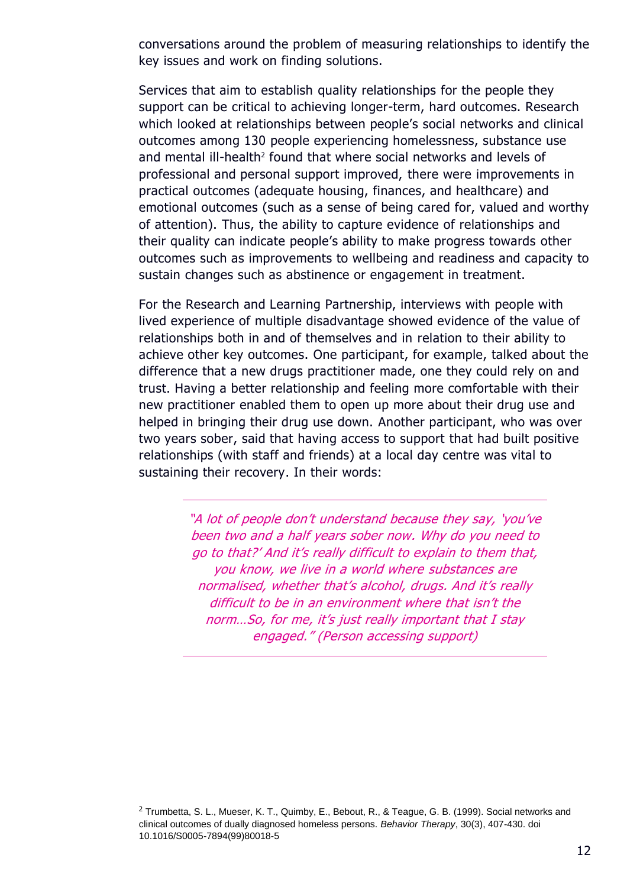conversations around the problem of measuring relationships to identify the key issues and work on finding solutions.

Services that aim to establish quality relationships for the people they support can be critical to achieving longer-term, hard outcomes. Research which looked at relationships between people's social networks and clinical outcomes among 130 people experiencing homelessness, substance use and mental ill-health[2] found that where social networks and levels of professional and personal support improved, there were improvements in practical outcomes (adequate housing, finances, and healthcare) and emotional outcomes (such as a sense of being cared for, valued and worthy of attention). Thus, the ability to capture evidence of relationships and their quality can indicate people's ability to make progress towards other outcomes such as improvements to wellbeing and readiness and capacity to sustain changes such as abstinence or engagement in treatment.

For the Research and Learning Partnership, interviews with people with lived experience of multiple disadvantage showed evidence of the value of relationships both in and of themselves and in relation to their ability to achieve other key outcomes. One participant, for example, talked about the difference that a new drugs practitioner made, one they could rely on and trust. Having a better relationship and feeling more comfortable with their new practitioner enabled them to open up more about their drug use and helped in bringing their drug use down. Another participant, who was over two years sober, said that having access to support that had built positive relationships (with staff and friends) at a local day centre was vital to sustaining their recovery. In their words:

---

> *"A lot of people don't understand because they say, 'you've been two and a half years sober now. Why do you need to go to that?' And it's really difficult to explain to them that, you know, we live in a world where substances are normalised, whether that's alcohol, drugs. And it's really difficult to be in an environment where that isn't the norm…So, for me, it's just really important that I stay engaged." (Person accessing support)*

---

[2] Trumbetta, S. L., Mueser, K. T., Quimby, E., Bebout, R., & Teague, G. B. (1999). Social networks and clinical outcomes of dually diagnosed homeless persons. *Behavior Therapy*, 30(3), 407-430. doi 10.1016/S0005-7894(99)80018-5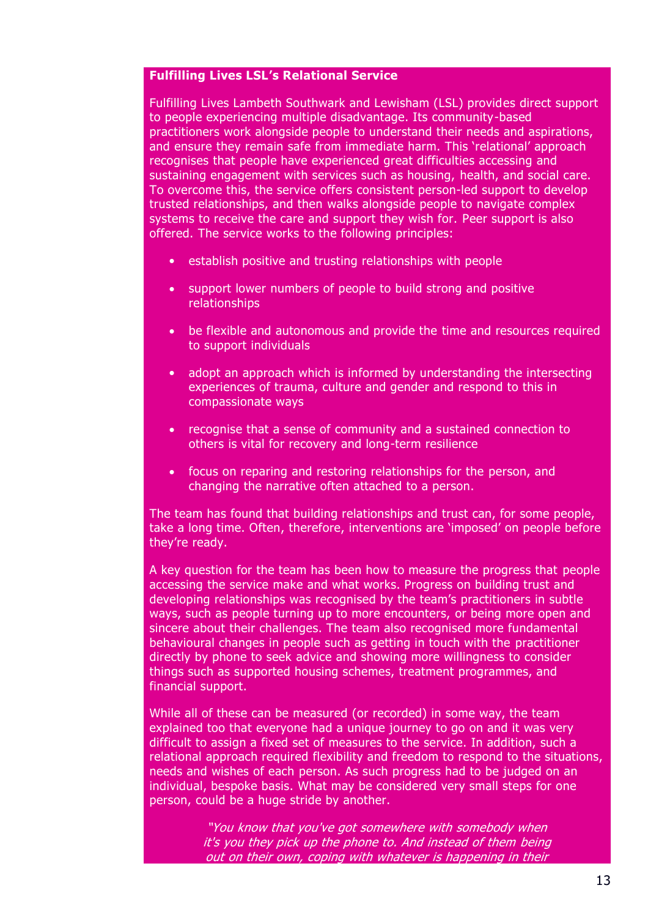**Fulfilling Lives LSL's Relational Service**

Fulfilling Lives Lambeth Southwark and Lewisham (LSL) provides direct support to people experiencing multiple disadvantage. Its community-based practitioners work alongside people to understand their needs and aspirations, and ensure they remain safe from immediate harm. This 'relational' approach recognises that people have experienced great difficulties accessing and sustaining engagement with services such as housing, health, and social care. To overcome this, the service offers consistent person-led support to develop trusted relationships, and then walks alongside people to navigate complex systems to receive the care and support they wish for. Peer support is also offered. The service works to the following principles:

- establish positive and trusting relationships with people
- support lower numbers of people to build strong and positive relationships
- be flexible and autonomous and provide the time and resources required to support individuals
- adopt an approach which is informed by understanding the intersecting experiences of trauma, culture and gender and respond to this in compassionate ways
- recognise that a sense of community and a sustained connection to others is vital for recovery and long-term resilience
- focus on reparing and restoring relationships for the person, and changing the narrative often attached to a person.

The team has found that building relationships and trust can, for some people, take a long time. Often, therefore, interventions are 'imposed' on people before they're ready.

A key question for the team has been how to measure the progress that people accessing the service make and what works. Progress on building trust and developing relationships was recognised by the team's practitioners in subtle ways, such as people turning up to more encounters, or being more open and sincere about their challenges. The team also recognised more fundamental behavioural changes in people such as getting in touch with the practitioner directly by phone to seek advice and showing more willingness to consider things such as supported housing schemes, treatment programmes, and financial support.

While all of these can be measured (or recorded) in some way, the team explained too that everyone had a unique journey to go on and it was very difficult to assign a fixed set of measures to the service. In addition, such a relational approach required flexibility and freedom to respond to the situations, needs and wishes of each person. As such progress had to be judged on an individual, bespoke basis. What may be considered very small steps for one person, could be a huge stride by another.

> *"You know that you've got somewhere with somebody when it's you they pick up the phone to. And instead of them being out on their own, coping with whatever is happening in their*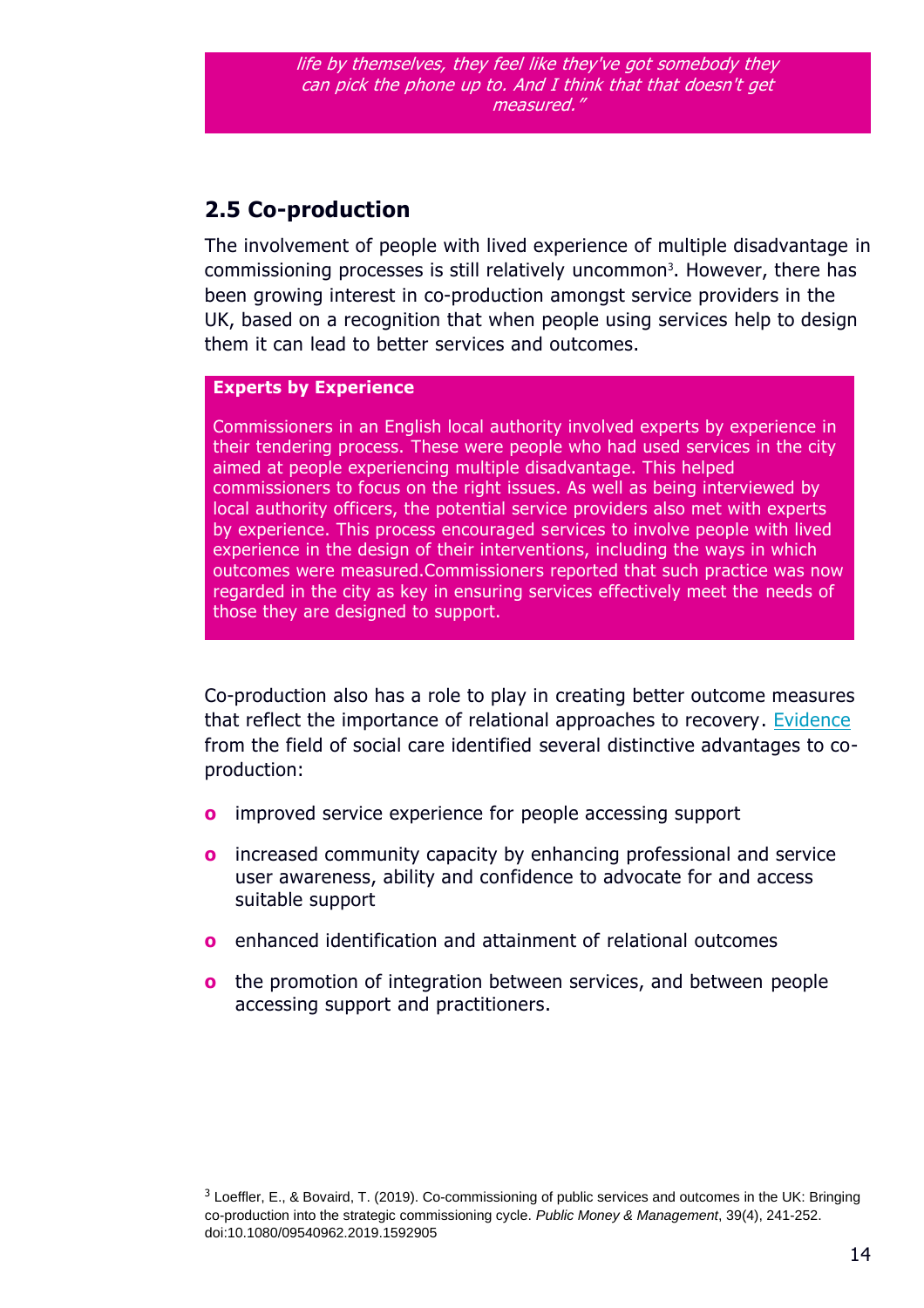*life by themselves, they feel like they've got somebody they can pick the phone up to. And I think that that doesn't get measured."*

## 2.5 Co-production

The involvement of people with lived experience of multiple disadvantage in commissioning processes is still relatively uncommon[3]. However, there has been growing interest in co-production amongst service providers in the UK, based on a recognition that when people using services help to design them it can lead to better services and outcomes.

**Experts by Experience**

Commissioners in an English local authority involved experts by experience in their tendering process. These were people who had used services in the city aimed at people experiencing multiple disadvantage. This helped commissioners to focus on the right issues. As well as being interviewed by local authority officers, the potential service providers also met with experts by experience. This process encouraged services to involve people with lived experience in the design of their interventions, including the ways in which outcomes were measured.Commissioners reported that such practice was now regarded in the city as key in ensuring services effectively meet the needs of those they are designed to support.

Co-production also has a role to play in creating better outcome measures that reflect the importance of relational approaches to recovery. Evidence from the field of social care identified several distinctive advantages to co-production:

- improved service experience for people accessing support
- increased community capacity by enhancing professional and service user awareness, ability and confidence to advocate for and access suitable support
- enhanced identification and attainment of relational outcomes
- the promotion of integration between services, and between people accessing support and practitioners.

[3] Loeffler, E., & Bovaird, T. (2019). Co-commissioning of public services and outcomes in the UK: Bringing co-production into the strategic commissioning cycle. *Public Money & Management*, 39(4), 241-252. doi:10.1080/09540962.2019.1592905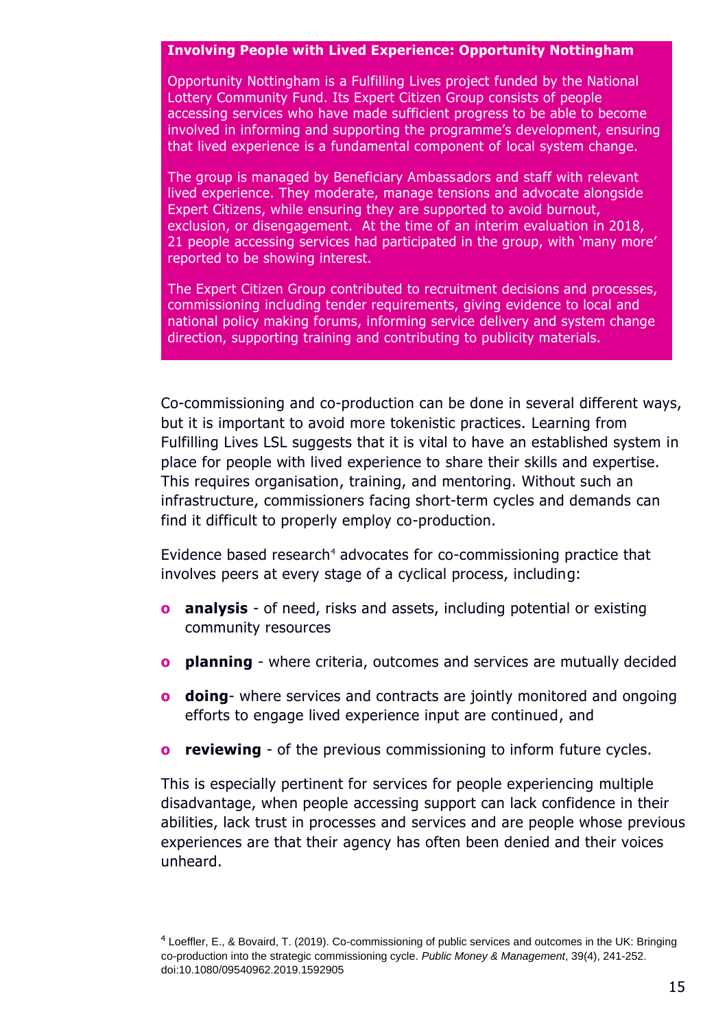**Involving People with Lived Experience: Opportunity Nottingham**

Opportunity Nottingham is a Fulfilling Lives project funded by the National Lottery Community Fund. Its Expert Citizen Group consists of people accessing services who have made sufficient progress to be able to become involved in informing and supporting the programme's development, ensuring that lived experience is a fundamental component of local system change.

The group is managed by Beneficiary Ambassadors and staff with relevant lived experience. They moderate, manage tensions and advocate alongside Expert Citizens, while ensuring they are supported to avoid burnout, exclusion, or disengagement. At the time of an interim evaluation in 2018, 21 people accessing services had participated in the group, with 'many more' reported to be showing interest.

The Expert Citizen Group contributed to recruitment decisions and processes, commissioning including tender requirements, giving evidence to local and national policy making forums, informing service delivery and system change direction, supporting training and contributing to publicity materials.

Co-commissioning and co-production can be done in several different ways, but it is important to avoid more tokenistic practices. Learning from Fulfilling Lives LSL suggests that it is vital to have an established system in place for people with lived experience to share their skills and expertise. This requires organisation, training, and mentoring. Without such an infrastructure, commissioners facing short-term cycles and demands can find it difficult to properly employ co-production.

Evidence based research[4] advocates for co-commissioning practice that involves peers at every stage of a cyclical process, including:

- **analysis** - of need, risks and assets, including potential or existing community resources
- **planning** - where criteria, outcomes and services are mutually decided
- **doing**- where services and contracts are jointly monitored and ongoing efforts to engage lived experience input are continued, and
- **reviewing** - of the previous commissioning to inform future cycles.

This is especially pertinent for services for people experiencing multiple disadvantage, when people accessing support can lack confidence in their abilities, lack trust in processes and services and are people whose previous experiences are that their agency has often been denied and their voices unheard.

[4] Loeffler, E., & Bovaird, T. (2019). Co-commissioning of public services and outcomes in the UK: Bringing co-production into the strategic commissioning cycle. *Public Money & Management*, 39(4), 241-252. doi:10.1080/09540962.2019.1592905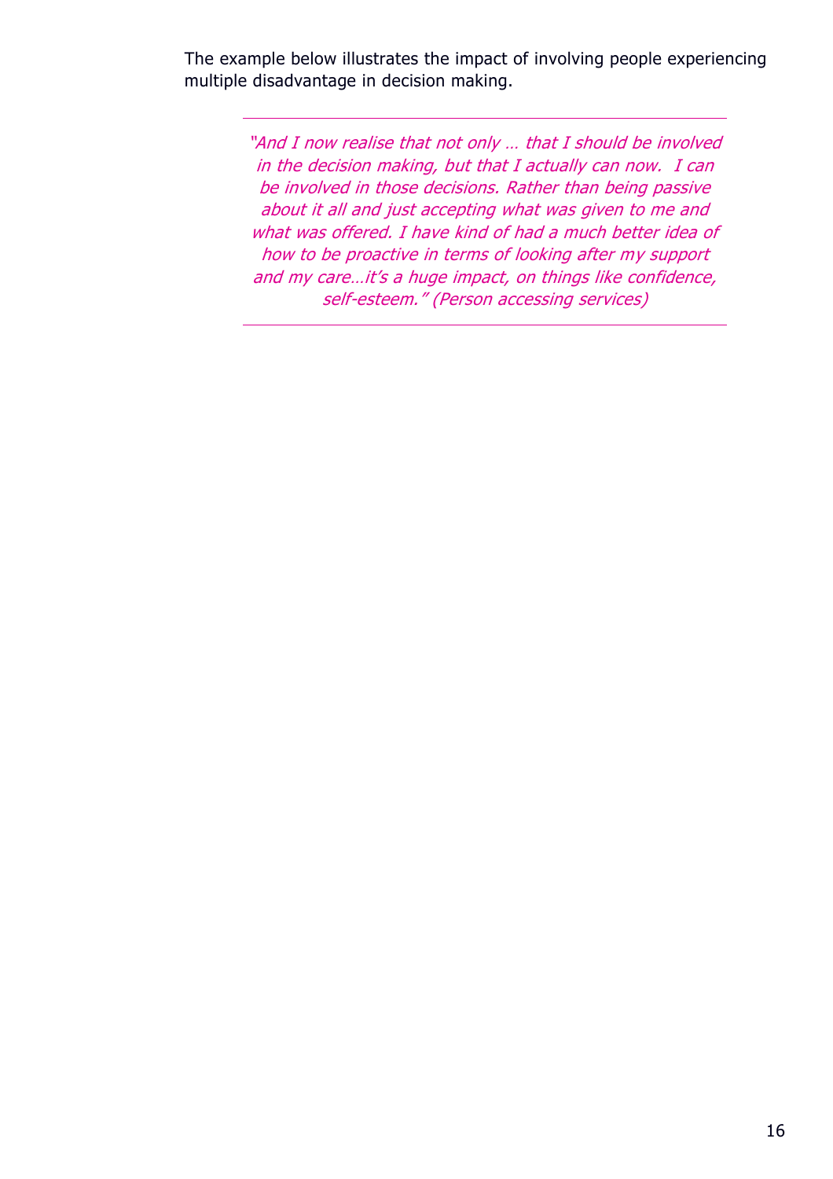The example below illustrates the impact of involving people experiencing multiple disadvantage in decision making.

---

*"And I now realise that not only … that I should be involved in the decision making, but that I actually can now. I can be involved in those decisions. Rather than being passive about it all and just accepting what was given to me and what was offered. I have kind of had a much better idea of how to be proactive in terms of looking after my support and my care…it's a huge impact, on things like confidence, self-esteem." (Person accessing services)*

---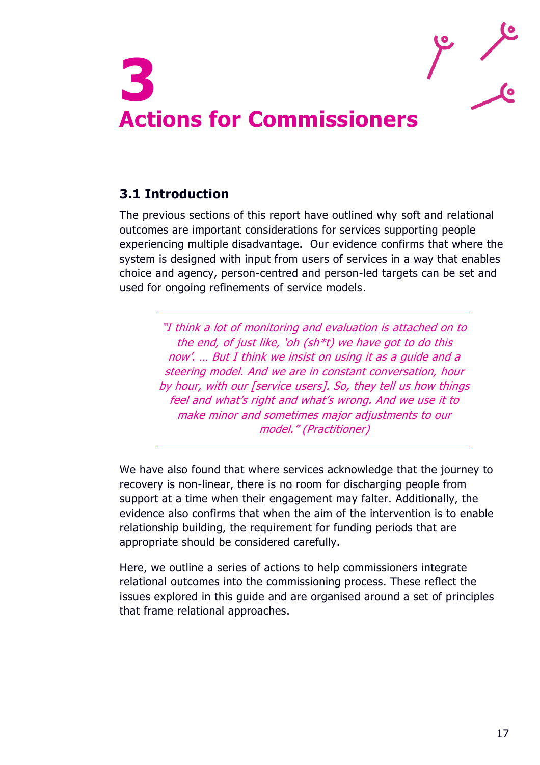# 3
# Actions for Commissioners

## 3.1 Introduction

The previous sections of this report have outlined why soft and relational outcomes are important considerations for services supporting people experiencing multiple disadvantage. Our evidence confirms that where the system is designed with input from users of services in a way that enables choice and agency, person-centred and person-led targets can be set and used for ongoing refinements of service models.

> *"I think a lot of monitoring and evaluation is attached on to the end, of just like, 'oh (sh*t) we have got to do this now'. … But I think we insist on using it as a guide and a steering model. And we are in constant conversation, hour by hour, with our [service users]. So, they tell us how things feel and what's right and what's wrong. And we use it to make minor and sometimes major adjustments to our model." (Practitioner)*

We have also found that where services acknowledge that the journey to recovery is non-linear, there is no room for discharging people from support at a time when their engagement may falter. Additionally, the evidence also confirms that when the aim of the intervention is to enable relationship building, the requirement for funding periods that are appropriate should be considered carefully.

Here, we outline a series of actions to help commissioners integrate relational outcomes into the commissioning process. These reflect the issues explored in this guide and are organised around a set of principles that frame relational approaches.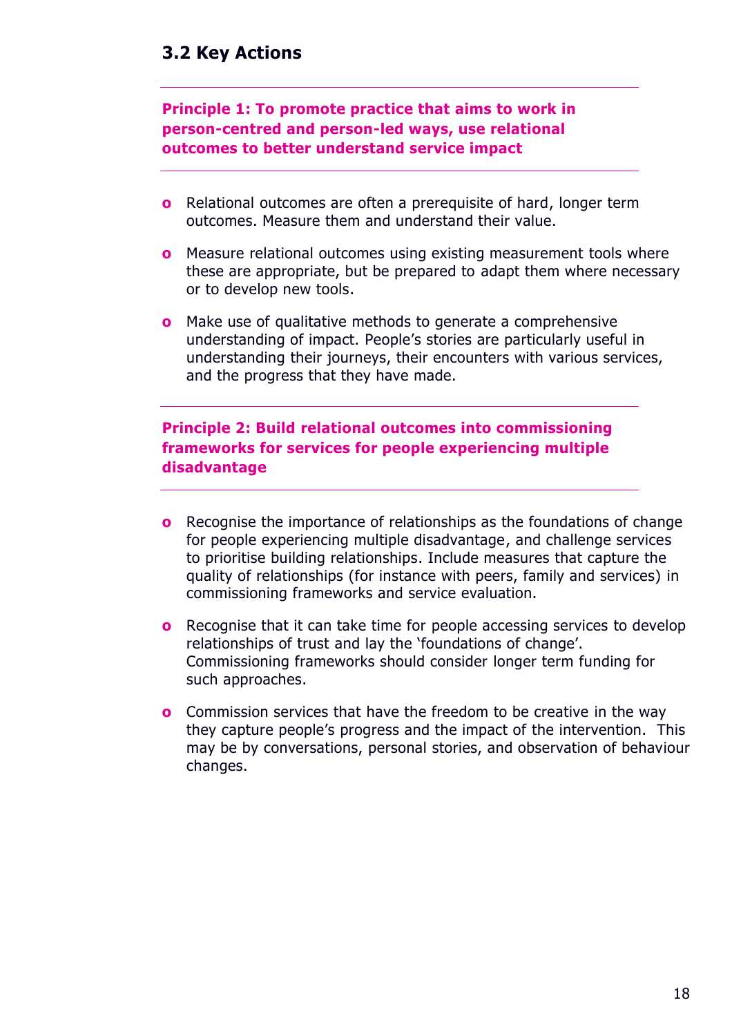## 3.2 Key Actions

**Principle 1: To promote practice that aims to work in person-centred and person-led ways, use relational outcomes to better understand service impact**

- Relational outcomes are often a prerequisite of hard, longer term outcomes. Measure them and understand their value.
- Measure relational outcomes using existing measurement tools where these are appropriate, but be prepared to adapt them where necessary or to develop new tools.
- Make use of qualitative methods to generate a comprehensive understanding of impact. People's stories are particularly useful in understanding their journeys, their encounters with various services, and the progress that they have made.

**Principle 2: Build relational outcomes into commissioning frameworks for services for people experiencing multiple disadvantage**

- Recognise the importance of relationships as the foundations of change for people experiencing multiple disadvantage, and challenge services to prioritise building relationships. Include measures that capture the quality of relationships (for instance with peers, family and services) in commissioning frameworks and service evaluation.
- Recognise that it can take time for people accessing services to develop relationships of trust and lay the 'foundations of change'. Commissioning frameworks should consider longer term funding for such approaches.
- Commission services that have the freedom to be creative in the way they capture people's progress and the impact of the intervention. This may be by conversations, personal stories, and observation of behaviour changes.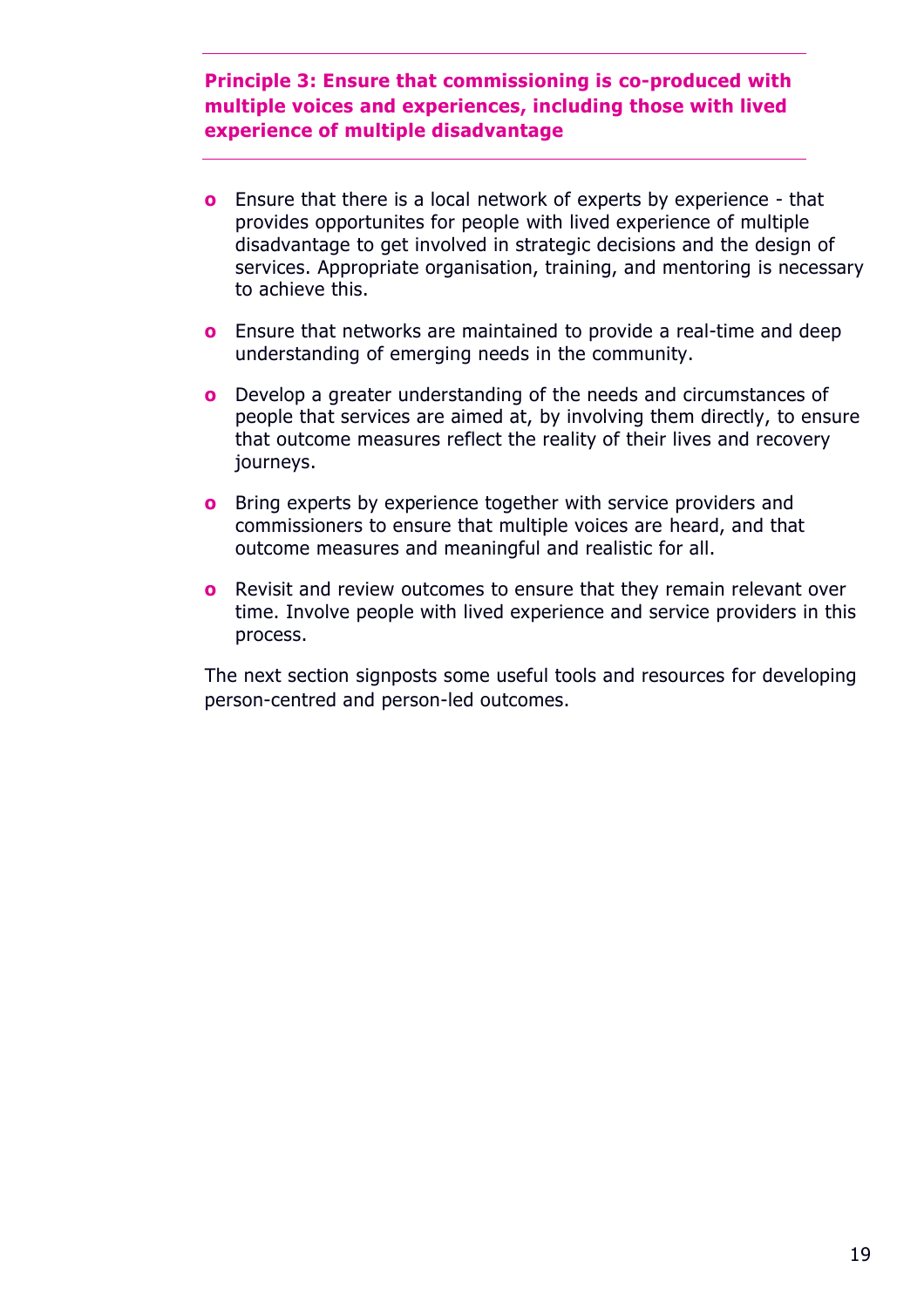**Principle 3: Ensure that commissioning is co-produced with multiple voices and experiences, including those with lived experience of multiple disadvantage**

- Ensure that there is a local network of experts by experience - that provides opportunites for people with lived experience of multiple disadvantage to get involved in strategic decisions and the design of services. Appropriate organisation, training, and mentoring is necessary to achieve this.
- Ensure that networks are maintained to provide a real-time and deep understanding of emerging needs in the community.
- Develop a greater understanding of the needs and circumstances of people that services are aimed at, by involving them directly, to ensure that outcome measures reflect the reality of their lives and recovery journeys.
- Bring experts by experience together with service providers and commissioners to ensure that multiple voices are heard, and that outcome measures and meaningful and realistic for all.
- Revisit and review outcomes to ensure that they remain relevant over time. Involve people with lived experience and service providers in this process.

The next section signposts some useful tools and resources for developing person-centred and person-led outcomes.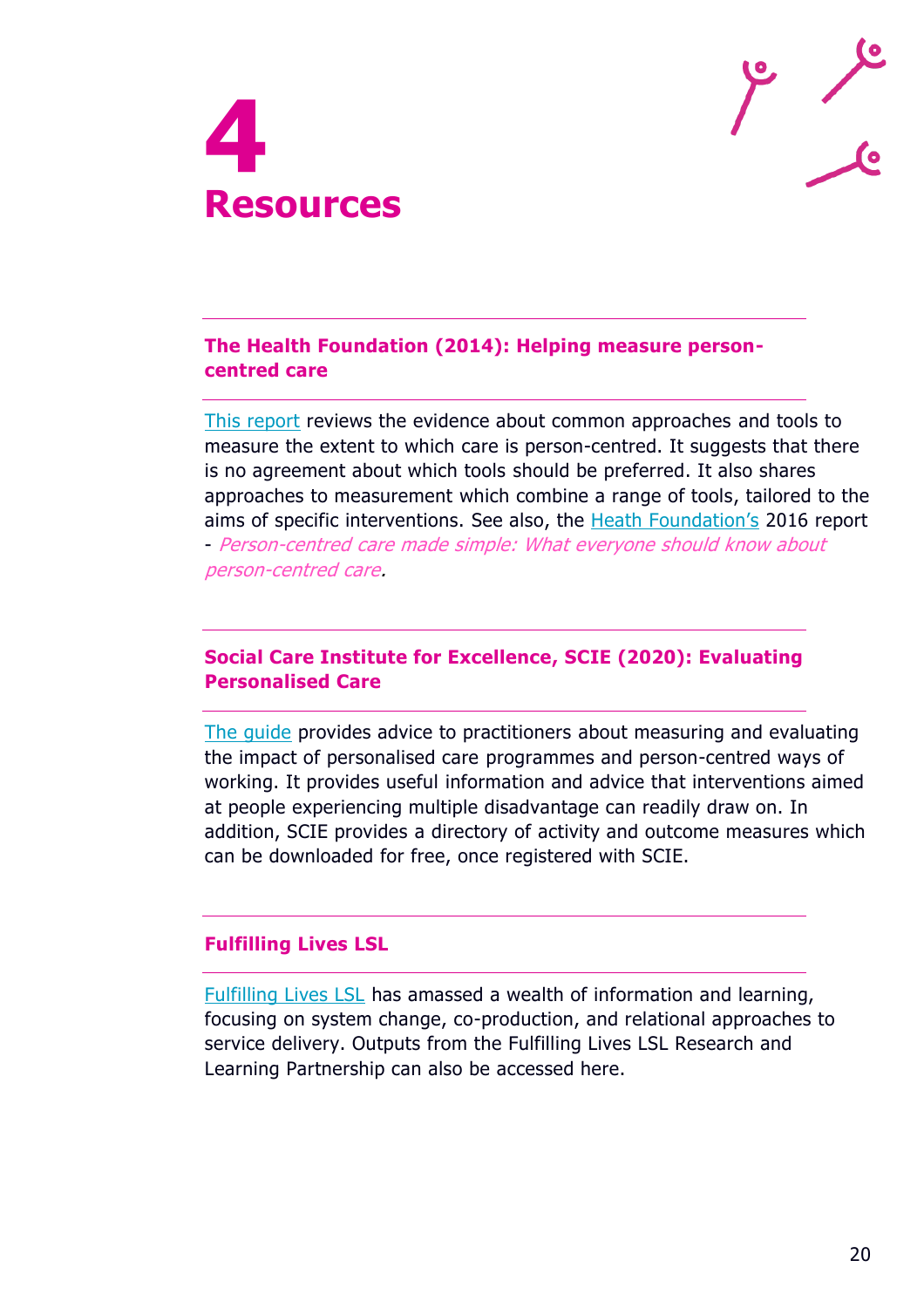# 4 Resources

### The Health Foundation (2014): Helping measure person-centred care

This report reviews the evidence about common approaches and tools to measure the extent to which care is person-centred. It suggests that there is no agreement about which tools should be preferred. It also shares approaches to measurement which combine a range of tools, tailored to the aims of specific interventions. See also, the Heath Foundation's 2016 report - *Person-centred care made simple: What everyone should know about person-centred care*.

### Social Care Institute for Excellence, SCIE (2020): Evaluating Personalised Care

The guide provides advice to practitioners about measuring and evaluating the impact of personalised care programmes and person-centred ways of working. It provides useful information and advice that interventions aimed at people experiencing multiple disadvantage can readily draw on. In addition, SCIE provides a directory of activity and outcome measures which can be downloaded for free, once registered with SCIE.

### Fulfilling Lives LSL

Fulfilling Lives LSL has amassed a wealth of information and learning, focusing on system change, co-production, and relational approaches to service delivery. Outputs from the Fulfilling Lives LSL Research and Learning Partnership can also be accessed here.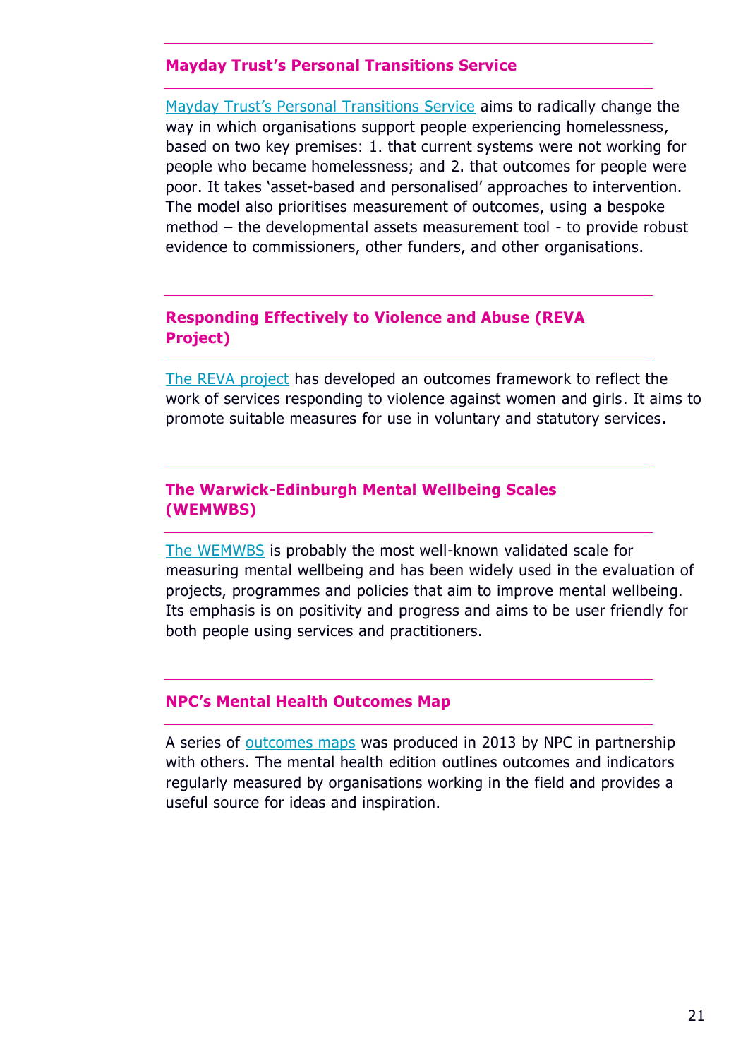### Mayday Trust's Personal Transitions Service

Mayday Trust's Personal Transitions Service aims to radically change the way in which organisations support people experiencing homelessness, based on two key premises: 1. that current systems were not working for people who became homelessness; and 2. that outcomes for people were poor. It takes 'asset-based and personalised' approaches to intervention. The model also prioritises measurement of outcomes, using a bespoke method – the developmental assets measurement tool - to provide robust evidence to commissioners, other funders, and other organisations.

### Responding Effectively to Violence and Abuse (REVA Project)

The REVA project has developed an outcomes framework to reflect the work of services responding to violence against women and girls. It aims to promote suitable measures for use in voluntary and statutory services.

### The Warwick-Edinburgh Mental Wellbeing Scales (WEMWBS)

The WEMWBS is probably the most well-known validated scale for measuring mental wellbeing and has been widely used in the evaluation of projects, programmes and policies that aim to improve mental wellbeing. Its emphasis is on positivity and progress and aims to be user friendly for both people using services and practitioners.

### NPC's Mental Health Outcomes Map

A series of outcomes maps was produced in 2013 by NPC in partnership with others. The mental health edition outlines outcomes and indicators regularly measured by organisations working in the field and provides a useful source for ideas and inspiration.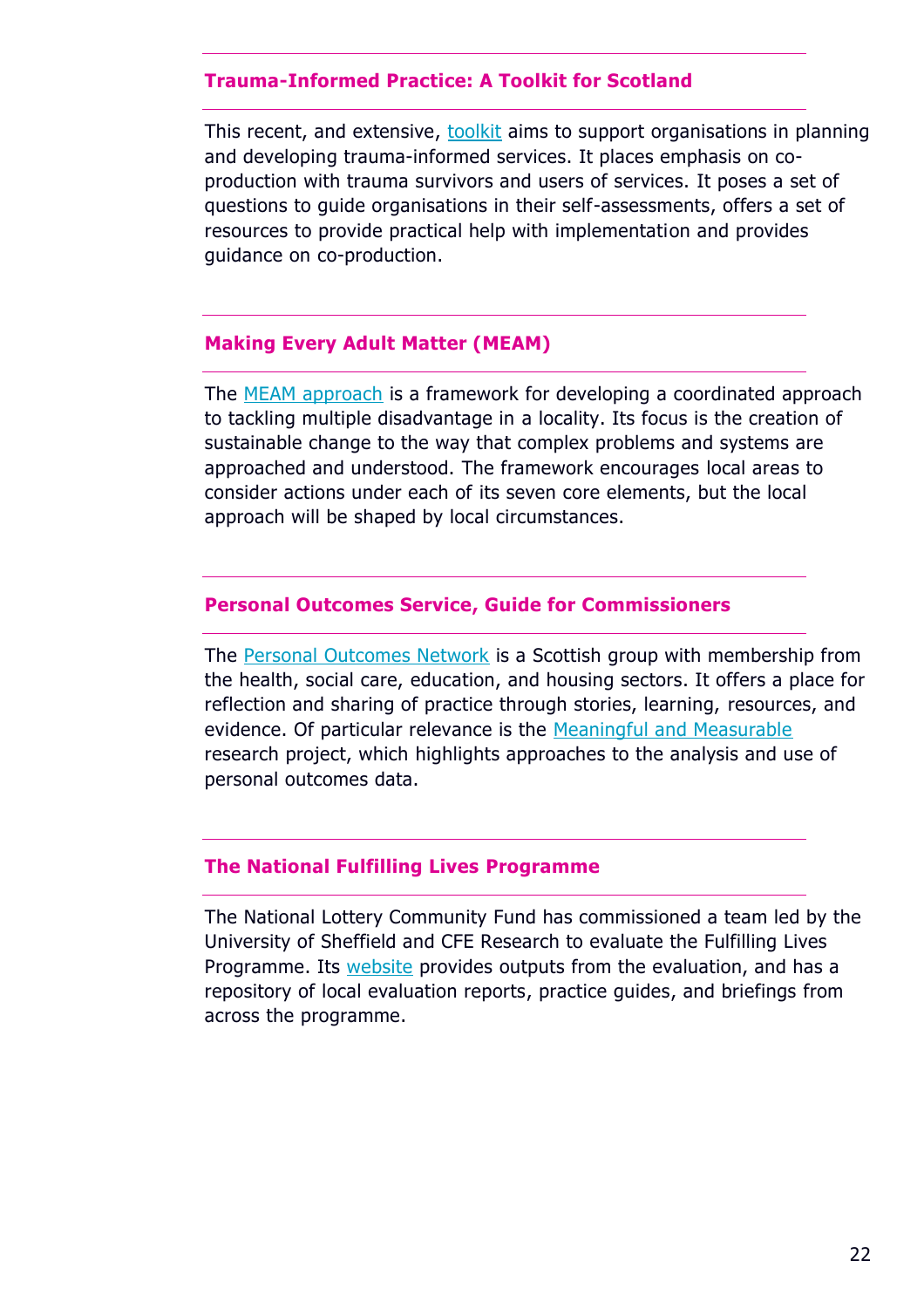### Trauma-Informed Practice: A Toolkit for Scotland

This recent, and extensive, toolkit aims to support organisations in planning and developing trauma-informed services. It places emphasis on co-production with trauma survivors and users of services. It poses a set of questions to guide organisations in their self-assessments, offers a set of resources to provide practical help with implementation and provides guidance on co-production.

### Making Every Adult Matter (MEAM)

The MEAM approach is a framework for developing a coordinated approach to tackling multiple disadvantage in a locality. Its focus is the creation of sustainable change to the way that complex problems and systems are approached and understood. The framework encourages local areas to consider actions under each of its seven core elements, but the local approach will be shaped by local circumstances.

### Personal Outcomes Service, Guide for Commissioners

The Personal Outcomes Network is a Scottish group with membership from the health, social care, education, and housing sectors. It offers a place for reflection and sharing of practice through stories, learning, resources, and evidence. Of particular relevance is the Meaningful and Measurable research project, which highlights approaches to the analysis and use of personal outcomes data.

### The National Fulfilling Lives Programme

The National Lottery Community Fund has commissioned a team led by the University of Sheffield and CFE Research to evaluate the Fulfilling Lives Programme. Its website provides outputs from the evaluation, and has a repository of local evaluation reports, practice guides, and briefings from across the programme.